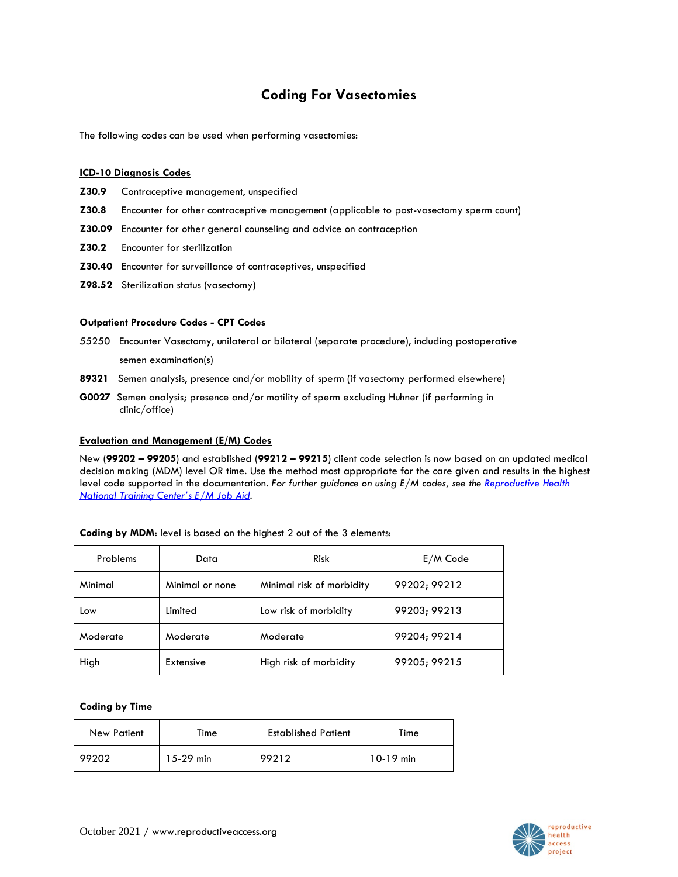# Coding For Vasectomies

The following codes can be used when performing vasectomies:

## ICD-10 Diagnosis Codes

**Z30.9** Contraceptive management, unspecified

**Z30.8** Encounter for other contraceptive management (applicable to post-vasectomy sperm count)

**Z30.09** Encounter for other general counseling and advice on contraception

**Z30.2** Encounter for sterilization

**Z30.40** Encounter for surveillance of contraceptives, unspecified

**Z98.52** Sterilization status (vasectomy)

## Outpatient Procedure Codes - CPT Codes

55250 Encounter Vasectomy, unilateral or bilateral (separate procedure), including postoperative semen examination(s)

**89321** Semen analysis, presence and/or mobility of sperm (if vasectomy performed elsewhere)

**G0027** Semen analysis; presence and/or motility of sperm excluding Huhner (if performing in clinic/office)

## Evaluation and Management (E/M) Codes

New (**99202 – 99205**) and established (**99212 – 99215**) client code selection is now based on an updated medical decision making (MDM) level OR time. Use the method most appropriate for the care given and results in the highest level code supported in the documentation. *For further guidance on using E/M codes, see the [Reproductive Health National Training Center's E/M Job Aid](#).*

**Coding by MDM**: level is based on the highest 2 out of the 3 elements:

| Problems | Data | Risk | E/M Code |
|---|---|---|---|
| Minimal | Minimal or none | Minimal risk of morbidity | 99202; 99212 |
| Low | Limited | Low risk of morbidity | 99203; 99213 |
| Moderate | Moderate | Moderate | 99204; 99214 |
| High | Extensive | High risk of morbidity | 99205; 99215 |

**Coding by Time**

| New Patient | Time | Established Patient | Time |
|---|---|---|---|
| 99202 | 15-29 min | 99212 | 10-19 min |

October 2021 / www.reproductiveaccess.org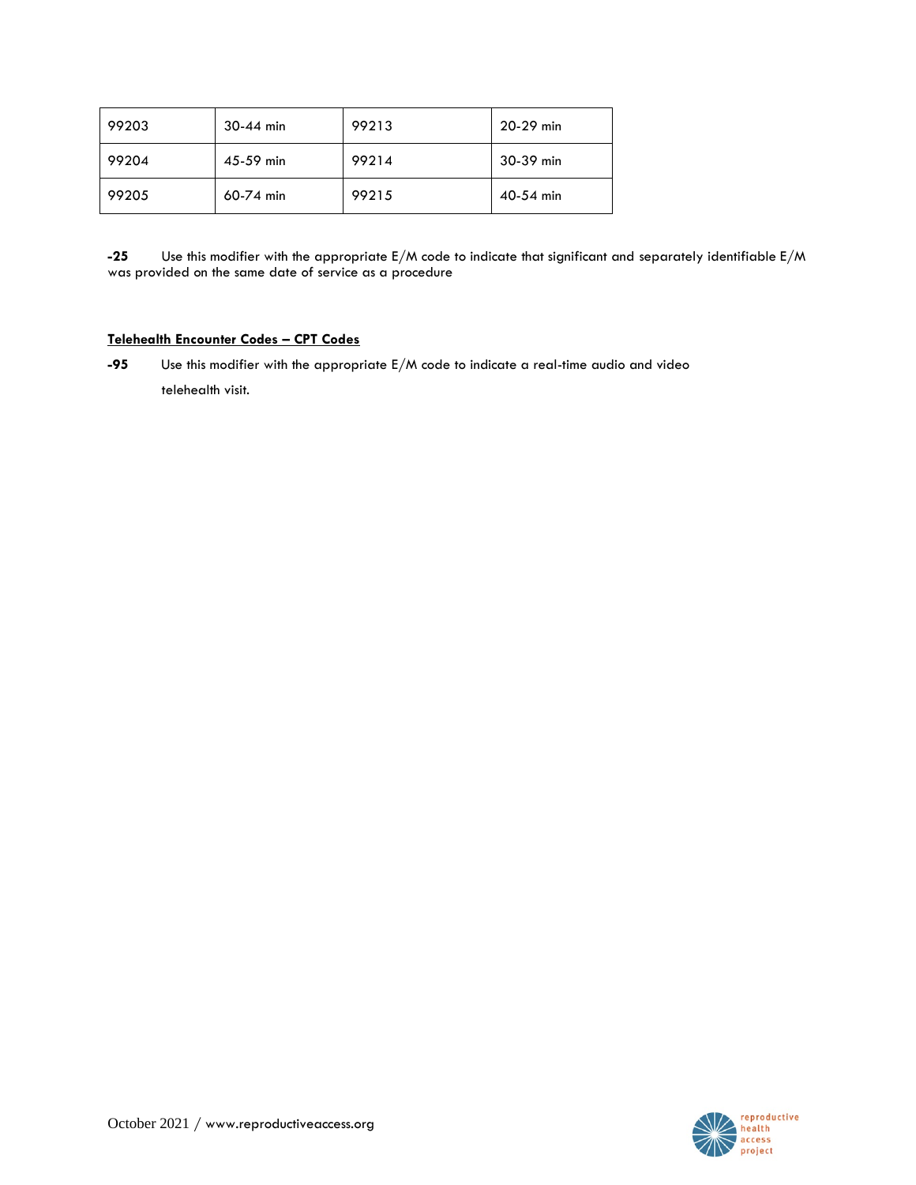| | | | |
|---|---|---|---|
| 99203 | 30-44 min | 99213 | 20-29 min |
| 99204 | 45-59 min | 99214 | 30-39 min |
| 99205 | 60-74 min | 99215 | 40-54 min |

**-25** Use this modifier with the appropriate E/M code to indicate that significant and separately identifiable E/M was provided on the same date of service as a procedure

**Telehealth Encounter Codes – CPT Codes**

**-95** Use this modifier with the appropriate E/M code to indicate a real-time audio and video telehealth visit.